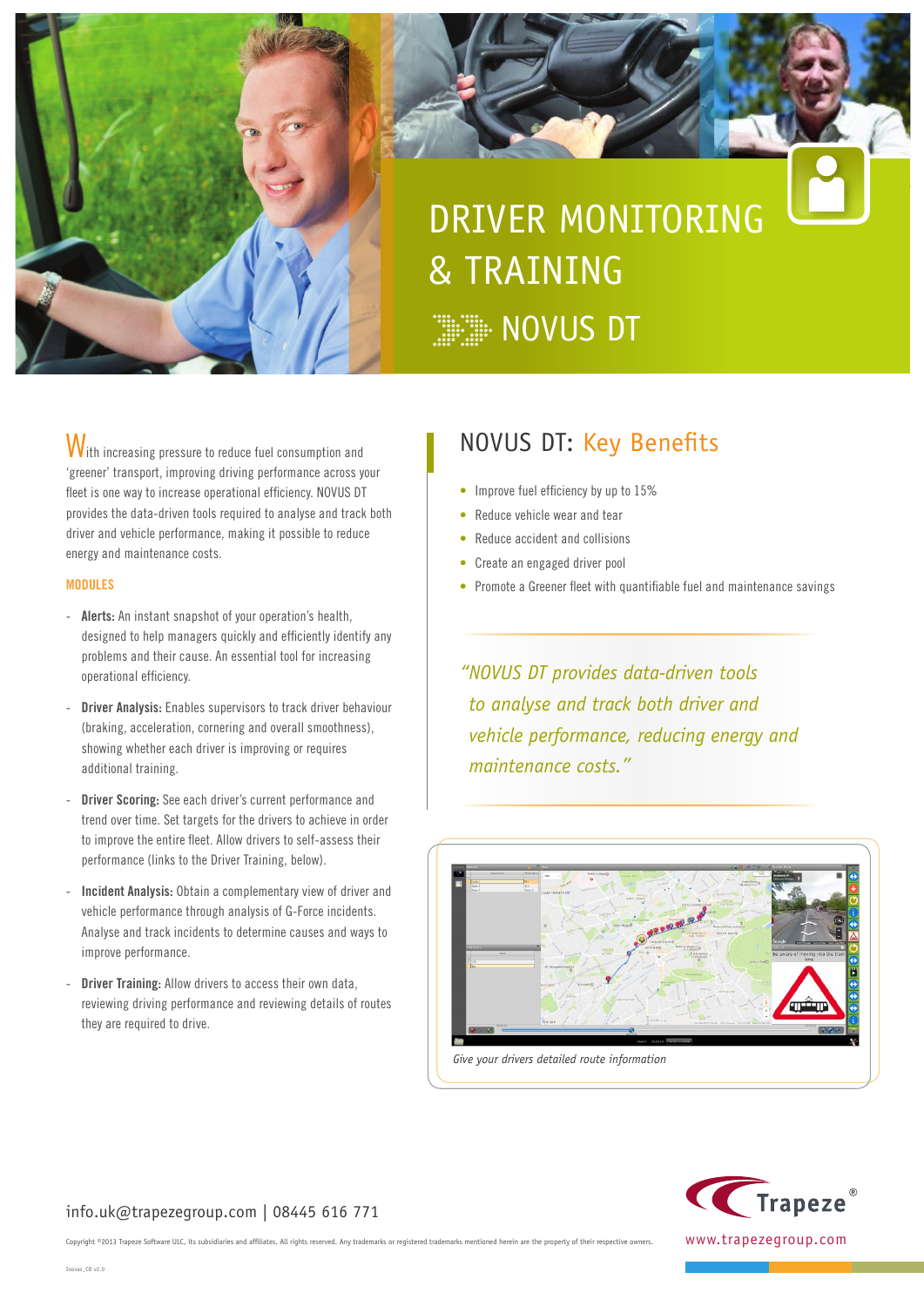# DRIVER MONITORING & TRAINING

## NOVUS DT

With increasing pressure to reduce fuel consumption and 'greener' transport, improving driving performance across your fleet is one way to increase operational efficiency. NOVUS DT provides the data-driven tools required to analyse and track both driver and vehicle performance, making it possible to reduce energy and maintenance costs.

### MODULES

- **Alerts:** An instant snapshot of your operation's health, designed to help managers quickly and efficiently identify any problems and their cause. An essential tool for increasing operational efficiency.
- **Driver Analysis:** Enables supervisors to track driver behaviour (braking, acceleration, cornering and overall smoothness), showing whether each driver is improving or requires additional training.
- **Driver Scoring:** See each driver's current performance and trend over time. Set targets for the drivers to achieve in order to improve the entire fleet. Allow drivers to self-assess their performance (links to the Driver Training, below).
- **Incident Analysis:** Obtain a complementary view of driver and vehicle performance through analysis of G-Force incidents. Analyse and track incidents to determine causes and ways to improve performance.
- **Driver Training:** Allow drivers to access their own data, reviewing driving performance and reviewing details of routes they are required to drive.

## NOVUS DT: Key Benefits

- Improve fuel efficiency by up to 15%
- Reduce vehicle wear and tear
- Reduce accident and collisions
- Create an engaged driver pool
- Promote a Greener fleet with quantifiable fuel and maintenance savings

*"NOVUS DT provides data-driven tools to analyse and track both driver and vehicle performance, reducing energy and maintenance costs."*

*Give your drivers detailed route information*

info.uk@trapezegroup.com | 08445 616 771

Copyright ©2013 Trapeze Software ULC, its subsidiaries and affiliates. All rights reserved. Any trademarks or registered trademarks mentioned herein are the property of their respective owners.

Trapeze®

www.trapezegroup.com

Inovas_CO v2.0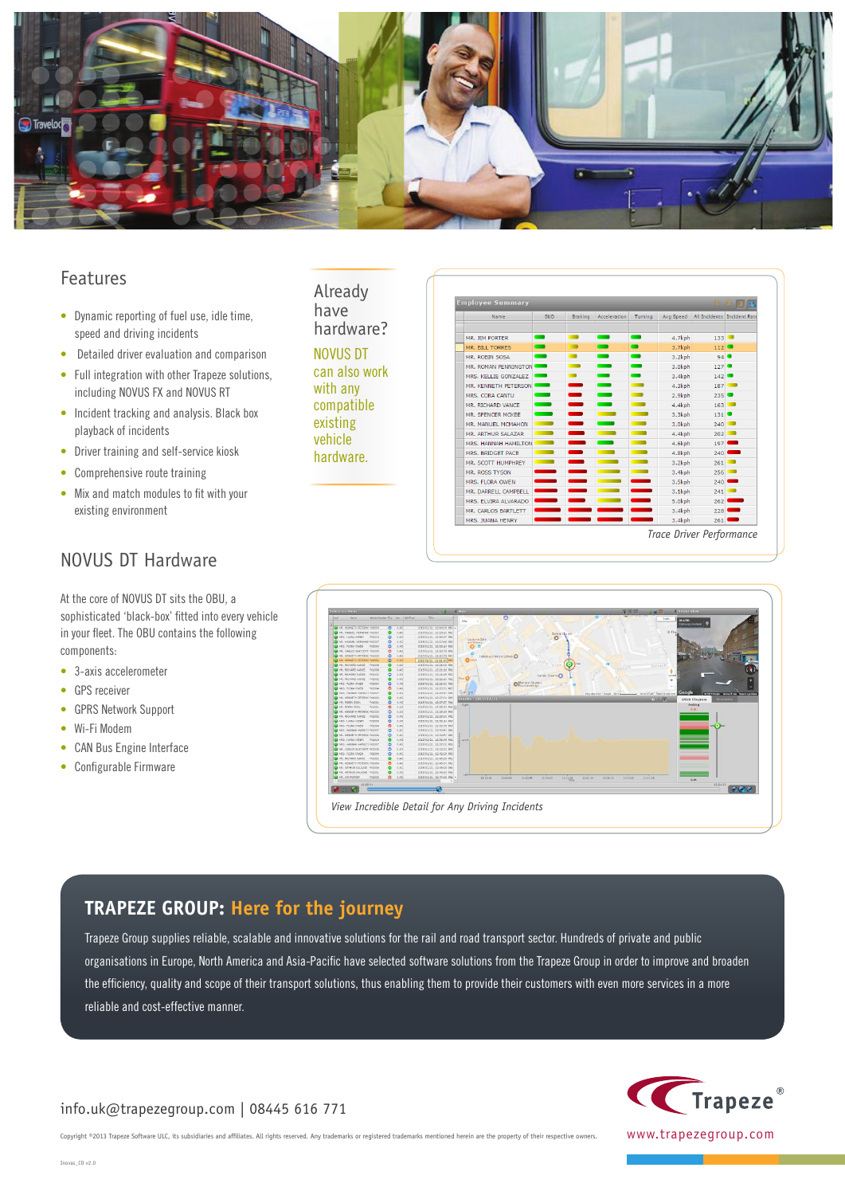## Features

- Dynamic reporting of fuel use, idle time, speed and driving incidents
- Detailed driver evaluation and comparison
- Full integration with other Trapeze solutions, including NOVUS FX and NOVUS RT
- Incident tracking and analysis. Black box playback of incidents
- Driver training and self-service kiosk
- Comprehensive route training
- Mix and match modules to fit with your existing environment

Already have hardware?

NOVUS DT can also work with any compatible existing vehicle hardware.

*Trace Driver Performance*

## NOVUS DT Hardware

At the core of NOVUS DT sits the OBU, a sophisticated 'black-box' fitted into every vehicle in your fleet. The OBU contains the following components:

- 3-axis accelerometer
- GPS receiver
- GPRS Network Support
- Wi-Fi Modem
- CAN Bus Engine Interface
- Configurable Firmware

*View Incredible Detail for Any Driving Incidents*

## TRAPEZE GROUP: Here for the journey

Trapeze Group supplies reliable, scalable and innovative solutions for the rail and road transport sector. Hundreds of private and public organisations in Europe, North America and Asia-Pacific have selected software solutions from the Trapeze Group in order to improve and broaden the efficiency, quality and scope of their transport solutions, thus enabling them to provide their customers with even more services in a more reliable and cost-effective manner.

info.uk@trapezegroup.com | 08445 616 771

www.trapezegroup.com

Copyright ©2013 Trapeze Software ULC, its subsidiaries and affiliates. All rights reserved. Any trademarks or registered trademarks mentioned herein are the property of their respective owners.

Inovas_CD v2.0